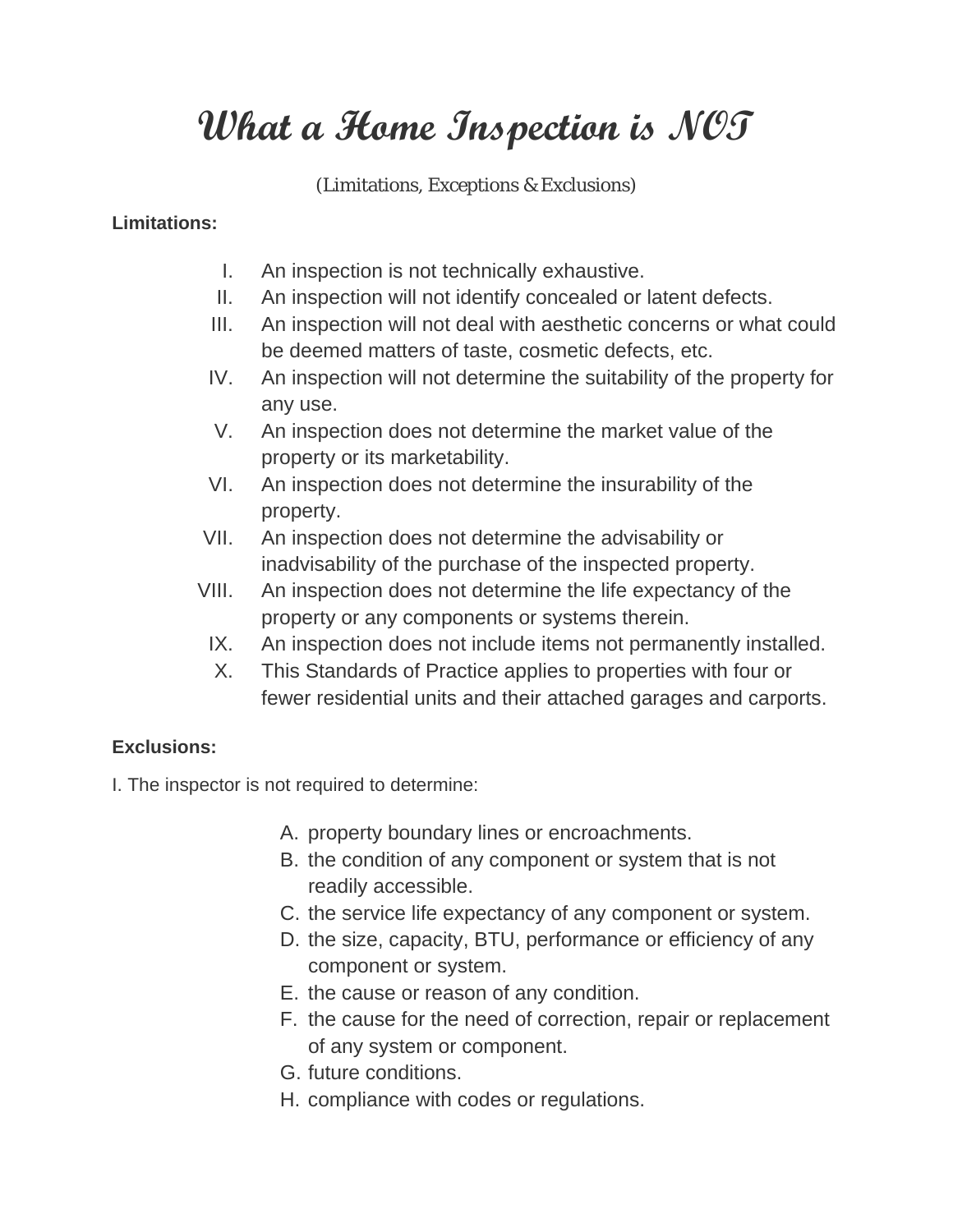# What a Home Inspection is NOT

(Limitations, Exceptions & Exclusions)

**Limitations:**

I. An inspection is not technically exhaustive.
II. An inspection will not identify concealed or latent defects.
III. An inspection will not deal with aesthetic concerns or what could be deemed matters of taste, cosmetic defects, etc.
IV. An inspection will not determine the suitability of the property for any use.
V. An inspection does not determine the market value of the property or its marketability.
VI. An inspection does not determine the insurability of the property.
VII. An inspection does not determine the advisability or inadvisability of the purchase of the inspected property.
VIII. An inspection does not determine the life expectancy of the property or any components or systems therein.
IX. An inspection does not include items not permanently installed.
X. This Standards of Practice applies to properties with four or fewer residential units and their attached garages and carports.

**Exclusions:**

I. The inspector is not required to determine:

A. property boundary lines or encroachments.
B. the condition of any component or system that is not readily accessible.
C. the service life expectancy of any component or system.
D. the size, capacity, BTU, performance or efficiency of any component or system.
E. the cause or reason of any condition.
F. the cause for the need of correction, repair or replacement of any system or component.
G. future conditions.
H. compliance with codes or regulations.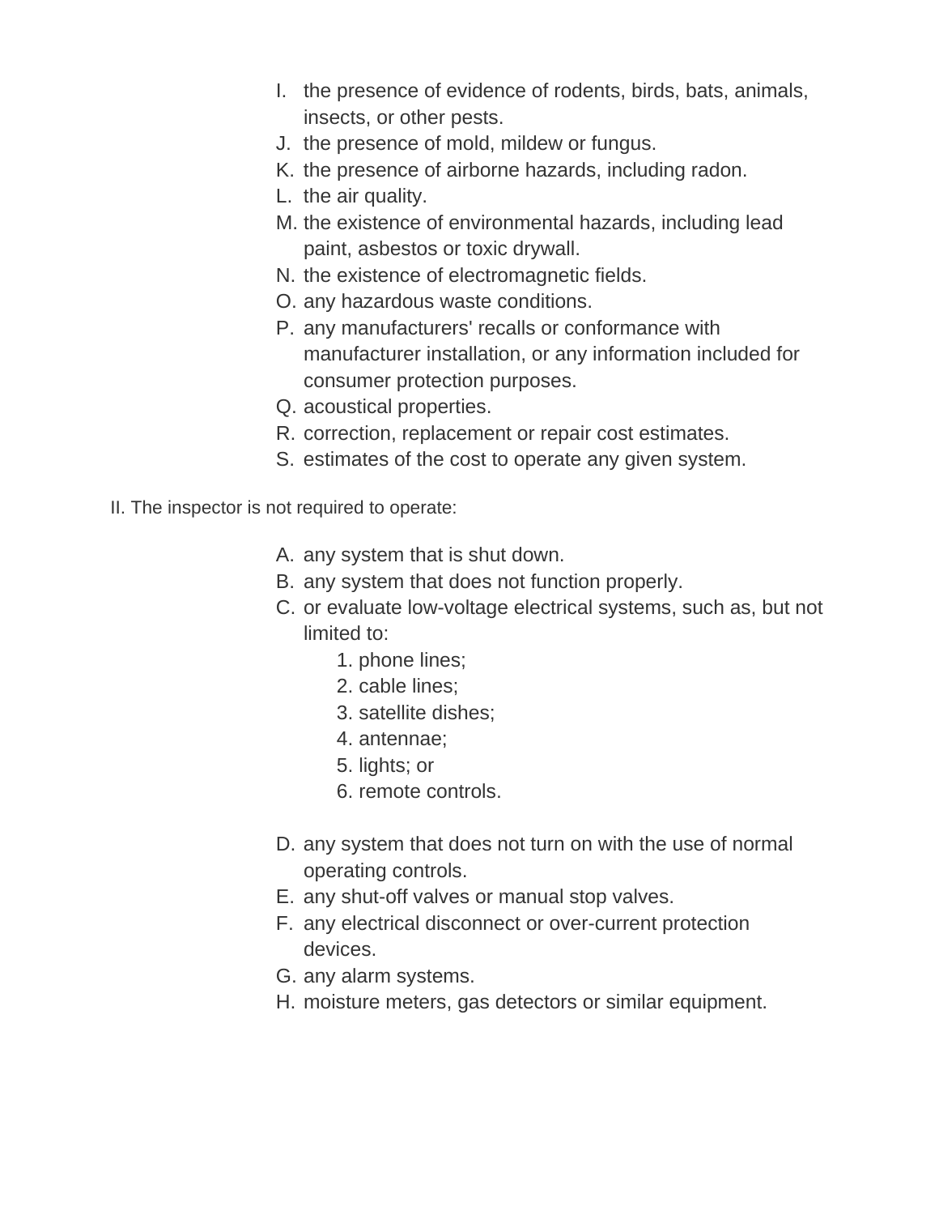I. the presence of evidence of rodents, birds, bats, animals, insects, or other pests.
J. the presence of mold, mildew or fungus.
K. the presence of airborne hazards, including radon.
L. the air quality.
M. the existence of environmental hazards, including lead paint, asbestos or toxic drywall.
N. the existence of electromagnetic fields.
O. any hazardous waste conditions.
P. any manufacturers' recalls or conformance with manufacturer installation, or any information included for consumer protection purposes.
Q. acoustical properties.
R. correction, replacement or repair cost estimates.
S. estimates of the cost to operate any given system.

II. The inspector is not required to operate:

A. any system that is shut down.
B. any system that does not function properly.
C. or evaluate low-voltage electrical systems, such as, but not limited to:
    1. phone lines;
    2. cable lines;
    3. satellite dishes;
    4. antennae;
    5. lights; or
    6. remote controls.

D. any system that does not turn on with the use of normal operating controls.
E. any shut-off valves or manual stop valves.
F. any electrical disconnect or over-current protection devices.
G. any alarm systems.
H. moisture meters, gas detectors or similar equipment.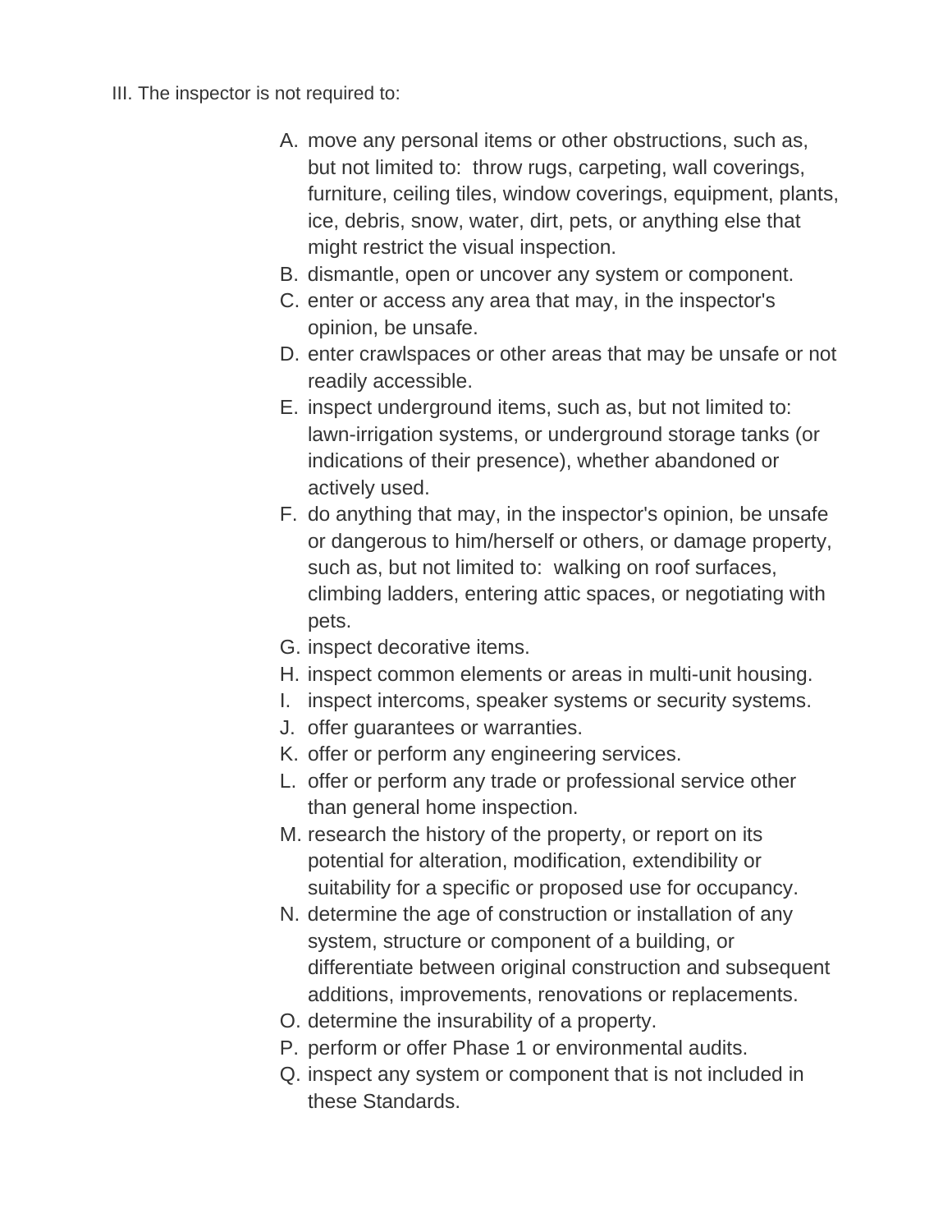III. The inspector is not required to:

A. move any personal items or other obstructions, such as, but not limited to: throw rugs, carpeting, wall coverings, furniture, ceiling tiles, window coverings, equipment, plants, ice, debris, snow, water, dirt, pets, or anything else that might restrict the visual inspection.
B. dismantle, open or uncover any system or component.
C. enter or access any area that may, in the inspector's opinion, be unsafe.
D. enter crawlspaces or other areas that may be unsafe or not readily accessible.
E. inspect underground items, such as, but not limited to: lawn-irrigation systems, or underground storage tanks (or indications of their presence), whether abandoned or actively used.
F. do anything that may, in the inspector's opinion, be unsafe or dangerous to him/herself or others, or damage property, such as, but not limited to: walking on roof surfaces, climbing ladders, entering attic spaces, or negotiating with pets.
G. inspect decorative items.
H. inspect common elements or areas in multi-unit housing.
I. inspect intercoms, speaker systems or security systems.
J. offer guarantees or warranties.
K. offer or perform any engineering services.
L. offer or perform any trade or professional service other than general home inspection.
M. research the history of the property, or report on its potential for alteration, modification, extendibility or suitability for a specific or proposed use for occupancy.
N. determine the age of construction or installation of any system, structure or component of a building, or differentiate between original construction and subsequent additions, improvements, renovations or replacements.
O. determine the insurability of a property.
P. perform or offer Phase 1 or environmental audits.
Q. inspect any system or component that is not included in these Standards.